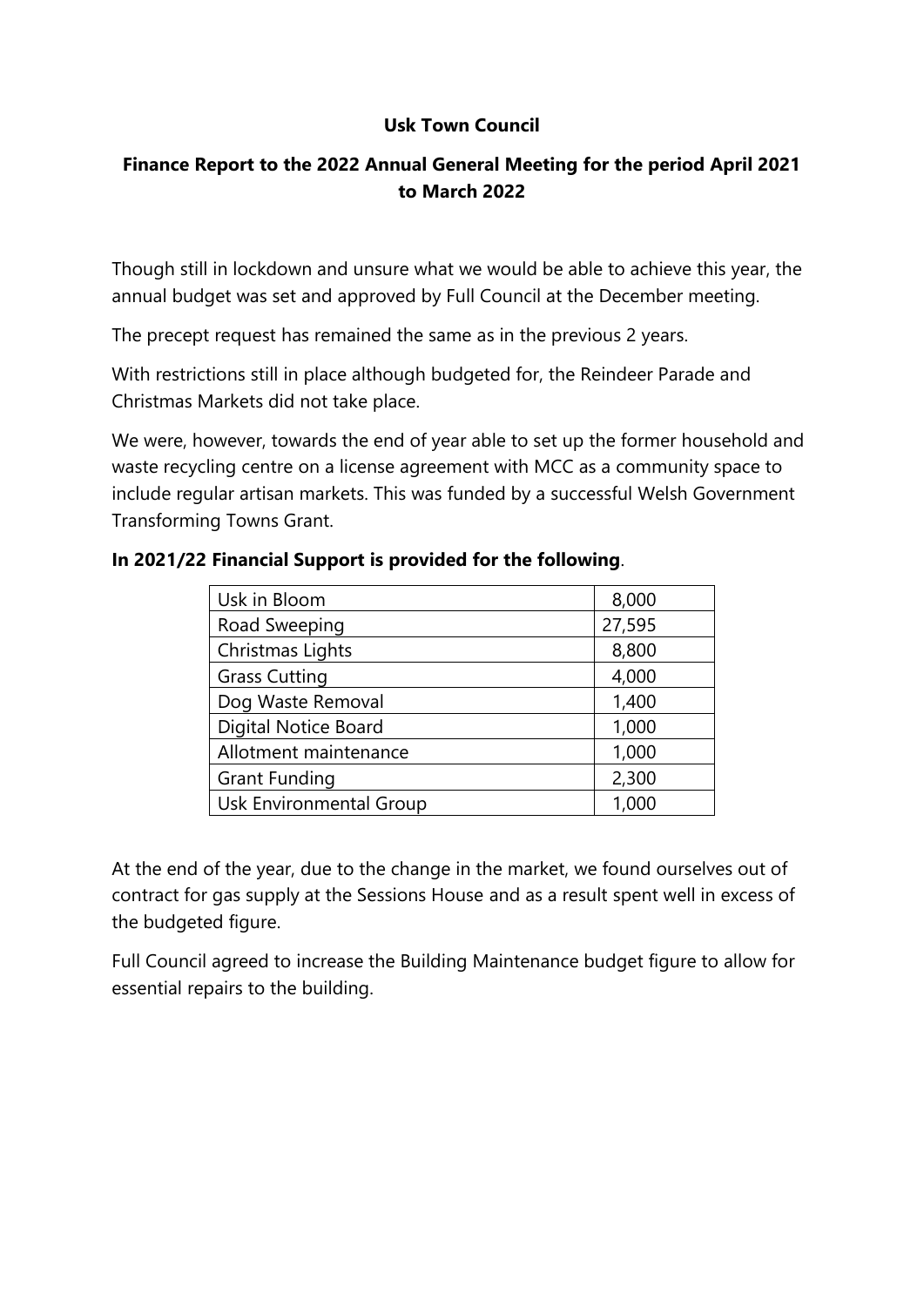# Usk Town Council

## Finance Report to the 2022 Annual General Meeting for the period April 2021 to March 2022

Though still in lockdown and unsure what we would be able to achieve this year, the annual budget was set and approved by Full Council at the December meeting.

The precept request has remained the same as in the previous 2 years.

With restrictions still in place although budgeted for, the Reindeer Parade and Christmas Markets did not take place.

We were, however, towards the end of year able to set up the former household and waste recycling centre on a license agreement with MCC as a community space to include regular artisan markets. This was funded by a successful Welsh Government Transforming Towns Grant.

**In 2021/22 Financial Support is provided for the following**.

| | |
|---|---|
| Usk in Bloom | 8,000 |
| Road Sweeping | 27,595 |
| Christmas Lights | 8,800 |
| Grass Cutting | 4,000 |
| Dog Waste Removal | 1,400 |
| Digital Notice Board | 1,000 |
| Allotment maintenance | 1,000 |
| Grant Funding | 2,300 |
| Usk Environmental Group | 1,000 |

At the end of the year, due to the change in the market, we found ourselves out of contract for gas supply at the Sessions House and as a result spent well in excess of the budgeted figure.

Full Council agreed to increase the Building Maintenance budget figure to allow for essential repairs to the building.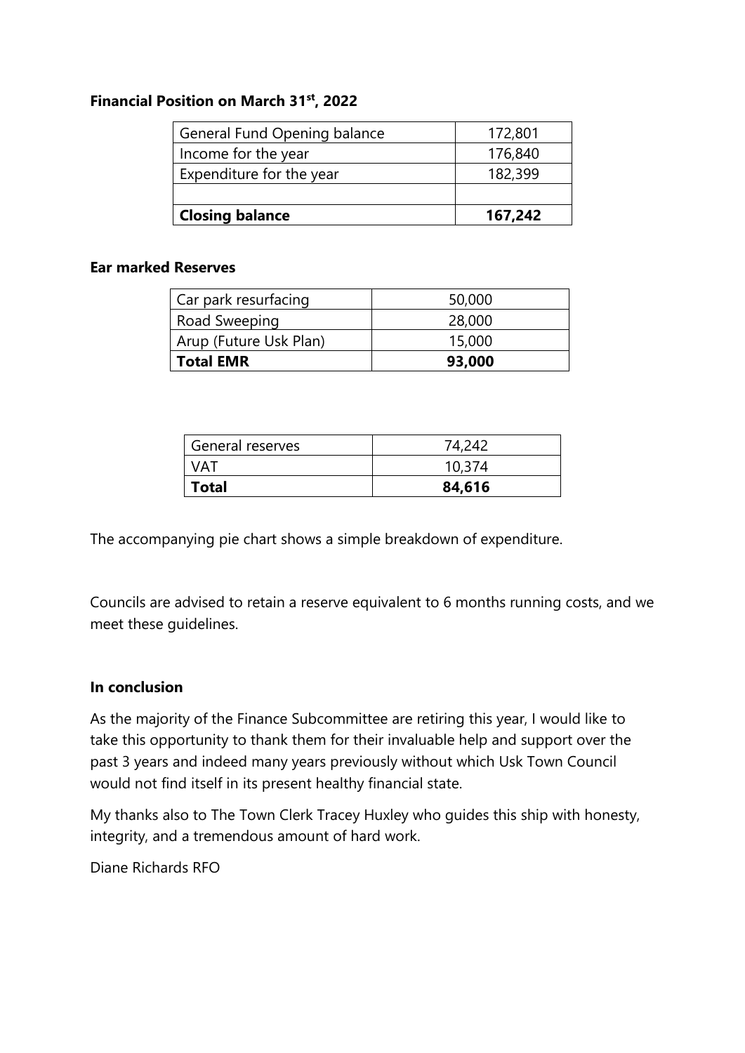**Financial Position on March 31st, 2022**

| | |
|---|---|
| General Fund Opening balance | 172,801 |
| Income for the year | 176,840 |
| Expenditure for the year | 182,399 |
| | |
| **Closing balance** | **167,242** |

**Ear marked Reserves**

| | |
|---|---|
| Car park resurfacing | 50,000 |
| Road Sweeping | 28,000 |
| Arup (Future Usk Plan) | 15,000 |
| **Total EMR** | **93,000** |

| | |
|---|---|
| General reserves | 74,242 |
| VAT | 10,374 |
| **Total** | **84,616** |

The accompanying pie chart shows a simple breakdown of expenditure.

Councils are advised to retain a reserve equivalent to 6 months running costs, and we meet these guidelines.

**In conclusion**

As the majority of the Finance Subcommittee are retiring this year, I would like to take this opportunity to thank them for their invaluable help and support over the past 3 years and indeed many years previously without which Usk Town Council would not find itself in its present healthy financial state.

My thanks also to The Town Clerk Tracey Huxley who guides this ship with honesty, integrity, and a tremendous amount of hard work.

Diane Richards RFO